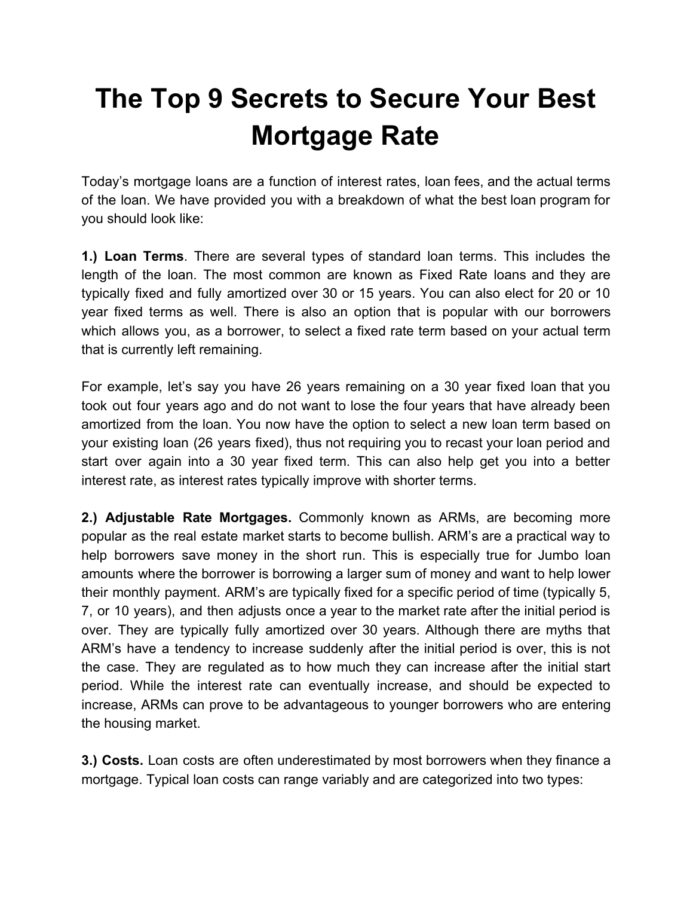# The Top 9 Secrets to Secure Your Best Mortgage Rate

Today's mortgage loans are a function of interest rates, loan fees, and the actual terms of the loan. We have provided you with a breakdown of what the best loan program for you should look like:

**1.) Loan Terms**. There are several types of standard loan terms. This includes the length of the loan. The most common are known as Fixed Rate loans and they are typically fixed and fully amortized over 30 or 15 years. You can also elect for 20 or 10 year fixed terms as well. There is also an option that is popular with our borrowers which allows you, as a borrower, to select a fixed rate term based on your actual term that is currently left remaining.

For example, let's say you have 26 years remaining on a 30 year fixed loan that you took out four years ago and do not want to lose the four years that have already been amortized from the loan. You now have the option to select a new loan term based on your existing loan (26 years fixed), thus not requiring you to recast your loan period and start over again into a 30 year fixed term. This can also help get you into a better interest rate, as interest rates typically improve with shorter terms.

**2.) Adjustable Rate Mortgages.** Commonly known as ARMs, are becoming more popular as the real estate market starts to become bullish. ARM's are a practical way to help borrowers save money in the short run. This is especially true for Jumbo loan amounts where the borrower is borrowing a larger sum of money and want to help lower their monthly payment. ARM's are typically fixed for a specific period of time (typically 5, 7, or 10 years), and then adjusts once a year to the market rate after the initial period is over. They are typically fully amortized over 30 years. Although there are myths that ARM's have a tendency to increase suddenly after the initial period is over, this is not the case. They are regulated as to how much they can increase after the initial start period. While the interest rate can eventually increase, and should be expected to increase, ARMs can prove to be advantageous to younger borrowers who are entering the housing market.

**3.) Costs.** Loan costs are often underestimated by most borrowers when they finance a mortgage. Typical loan costs can range variably and are categorized into two types: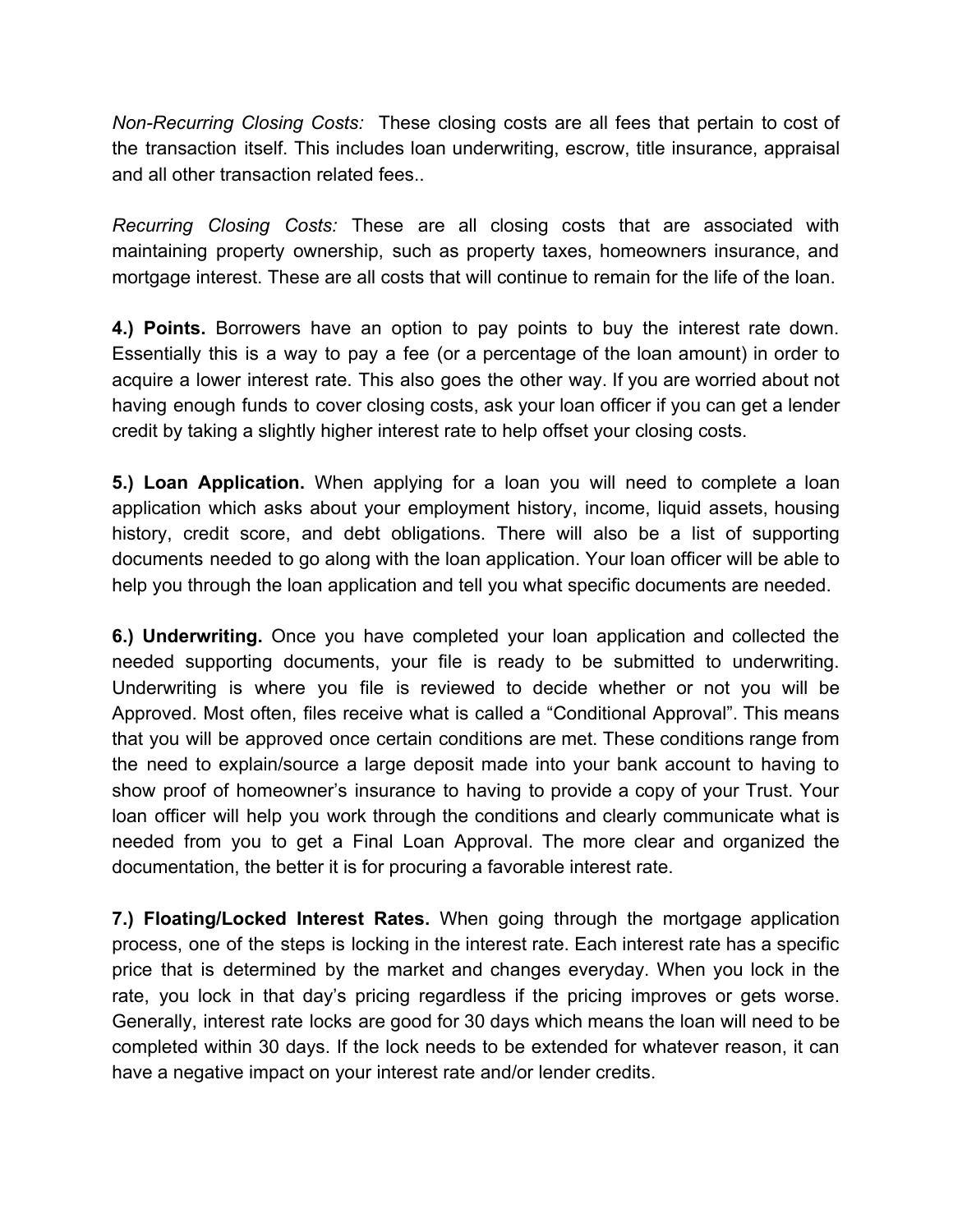*Non-Recurring Closing Costs:* These closing costs are all fees that pertain to cost of the transaction itself. This includes loan underwriting, escrow, title insurance, appraisal and all other transaction related fees..

*Recurring Closing Costs:* These are all closing costs that are associated with maintaining property ownership, such as property taxes, homeowners insurance, and mortgage interest. These are all costs that will continue to remain for the life of the loan.

**4.) Points.** Borrowers have an option to pay points to buy the interest rate down. Essentially this is a way to pay a fee (or a percentage of the loan amount) in order to acquire a lower interest rate. This also goes the other way. If you are worried about not having enough funds to cover closing costs, ask your loan officer if you can get a lender credit by taking a slightly higher interest rate to help offset your closing costs.

**5.) Loan Application.** When applying for a loan you will need to complete a loan application which asks about your employment history, income, liquid assets, housing history, credit score, and debt obligations. There will also be a list of supporting documents needed to go along with the loan application. Your loan officer will be able to help you through the loan application and tell you what specific documents are needed.

**6.) Underwriting.** Once you have completed your loan application and collected the needed supporting documents, your file is ready to be submitted to underwriting. Underwriting is where you file is reviewed to decide whether or not you will be Approved. Most often, files receive what is called a "Conditional Approval". This means that you will be approved once certain conditions are met. These conditions range from the need to explain/source a large deposit made into your bank account to having to show proof of homeowner's insurance to having to provide a copy of your Trust. Your loan officer will help you work through the conditions and clearly communicate what is needed from you to get a Final Loan Approval. The more clear and organized the documentation, the better it is for procuring a favorable interest rate.

**7.) Floating/Locked Interest Rates.** When going through the mortgage application process, one of the steps is locking in the interest rate. Each interest rate has a specific price that is determined by the market and changes everyday. When you lock in the rate, you lock in that day's pricing regardless if the pricing improves or gets worse. Generally, interest rate locks are good for 30 days which means the loan will need to be completed within 30 days. If the lock needs to be extended for whatever reason, it can have a negative impact on your interest rate and/or lender credits.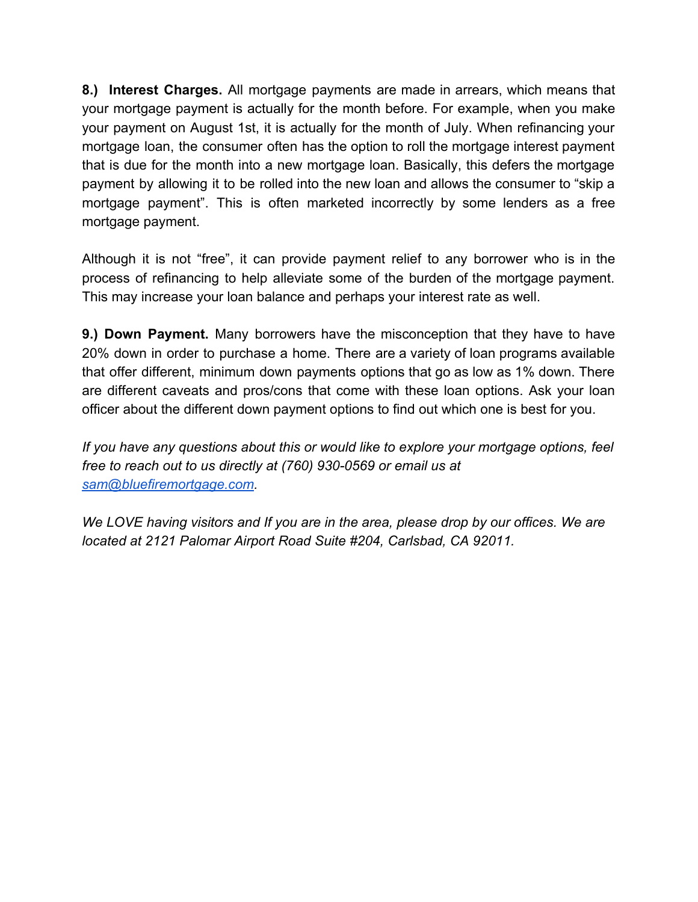**8.) Interest Charges.** All mortgage payments are made in arrears, which means that your mortgage payment is actually for the month before. For example, when you make your payment on August 1st, it is actually for the month of July. When refinancing your mortgage loan, the consumer often has the option to roll the mortgage interest payment that is due for the month into a new mortgage loan. Basically, this defers the mortgage payment by allowing it to be rolled into the new loan and allows the consumer to "skip a mortgage payment". This is often marketed incorrectly by some lenders as a free mortgage payment.

Although it is not "free", it can provide payment relief to any borrower who is in the process of refinancing to help alleviate some of the burden of the mortgage payment. This may increase your loan balance and perhaps your interest rate as well.

**9.) Down Payment.** Many borrowers have the misconception that they have to have 20% down in order to purchase a home. There are a variety of loan programs available that offer different, minimum down payments options that go as low as 1% down. There are different caveats and pros/cons that come with these loan options. Ask your loan officer about the different down payment options to find out which one is best for you.

*If you have any questions about this or would like to explore your mortgage options, feel free to reach out to us directly at (760) 930-0569 or email us at [sam@bluefiremortgage.com](mailto:sam@bluefiremortgage.com).*

*We LOVE having visitors and If you are in the area, please drop by our offices. We are located at 2121 Palomar Airport Road Suite #204, Carlsbad, CA 92011.*